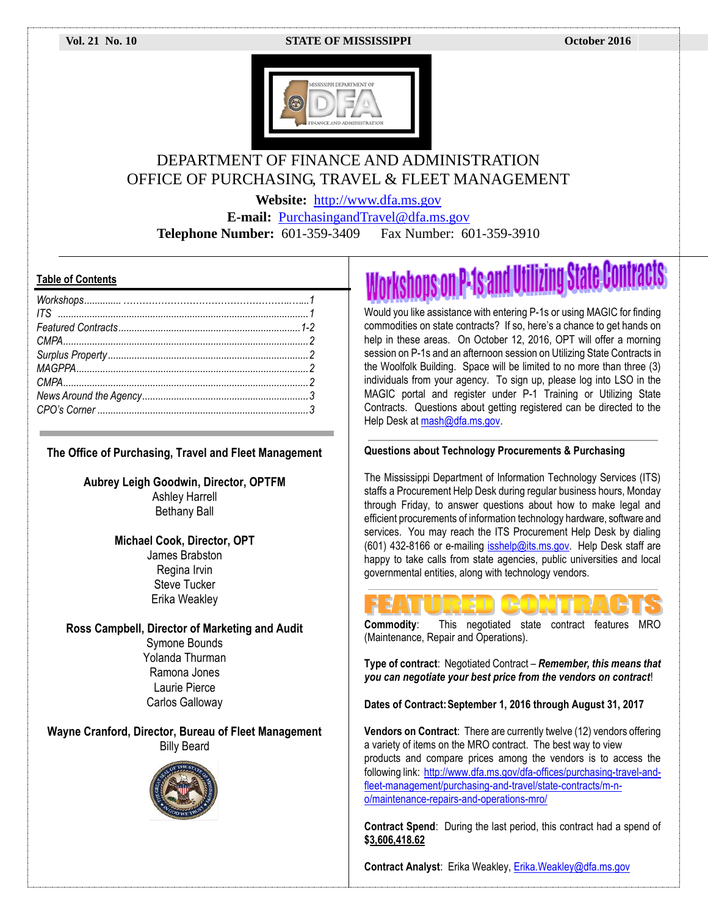Vol. 21 No. 10 STATE OF MISSISSIPPI October 2016

# DEPARTMENT OF FINANCE AND ADMINISTRATION
## OFFICE OF PURCHASING, TRAVEL & FLEET MANAGEMENT

**Website:** http://www.dfa.ms.gov
**E-mail:** PurchasingandTravel@dfa.ms.gov
**Telephone Number:** 601-359-3409 Fax Number: 601-359-3910

### Table of Contents

*Workshops*............ ……………………………………………..…...1
*ITS* ....................................................................................1
*Featured Contracts*....................................................1-2
*CMPA*.....................................................................................2
*Surplus Property*....................................................................2
*MAGPPA*.................................................................................2
*CMPA*......................................................................................2
*News Around the Agency*.....................................................3
*CPO's Corner* .........................................................................3

### The Office of Purchasing, Travel and Fleet Management

**Aubrey Leigh Goodwin, Director, OPTFM**
Ashley Harrell
Bethany Ball

**Michael Cook, Director, OPT**
James Brabston
Regina Irvin
Steve Tucker
Erika Weakley

**Ross Campbell, Director of Marketing and Audit**
Symone Bounds
Yolanda Thurman
Ramona Jones
Laurie Pierce
Carlos Galloway

**Wayne Cranford, Director, Bureau of Fleet Management**
Billy Beard

## Workshops on P-1s and Utilizing State Contracts

Would you like assistance with entering P-1s or using MAGIC for finding commodities on state contracts? If so, here's a chance to get hands on help in these areas. On October 12, 2016, OPT will offer a morning session on P-1s and an afternoon session on Utilizing State Contracts in the Woolfolk Building. Space will be limited to no more than three (3) individuals from your agency. To sign up, please log into LSO in the MAGIC portal and register under P-1 Training or Utilizing State Contracts. Questions about getting registered can be directed to the Help Desk at mash@dfa.ms.gov.

### Questions about Technology Procurements & Purchasing

The Mississippi Department of Information Technology Services (ITS) staffs a Procurement Help Desk during regular business hours, Monday through Friday, to answer questions about how to make legal and efficient procurements of information technology hardware, software and services. You may reach the ITS Procurement Help Desk by dialing (601) 432-8166 or e-mailing isshelp@its.ms.gov. Help Desk staff are happy to take calls from state agencies, public universities and local governmental entities, along with technology vendors.

## FEATURED CONTRACTS

**Commodity**: This negotiated state contract features MRO (Maintenance, Repair and Operations).

**Type of contract**: Negotiated Contract – ***Remember, this means that you can negotiate your best price from the vendors on contract***!

**Dates of Contract: September 1, 2016 through August 31, 2017**

**Vendors on Contract**: There are currently twelve (12) vendors offering a variety of items on the MRO contract. The best way to view products and compare prices among the vendors is to access the following link: http://www.dfa.ms.gov/dfa-offices/purchasing-travel-and-fleet-management/purchasing-and-travel/state-contracts/m-n-o/maintenance-repairs-and-operations-mro/

**Contract Spend**: During the last period, this contract had a spend of **$3,606,418.62**

**Contract Analyst**: Erika Weakley, Erika.Weakley@dfa.ms.gov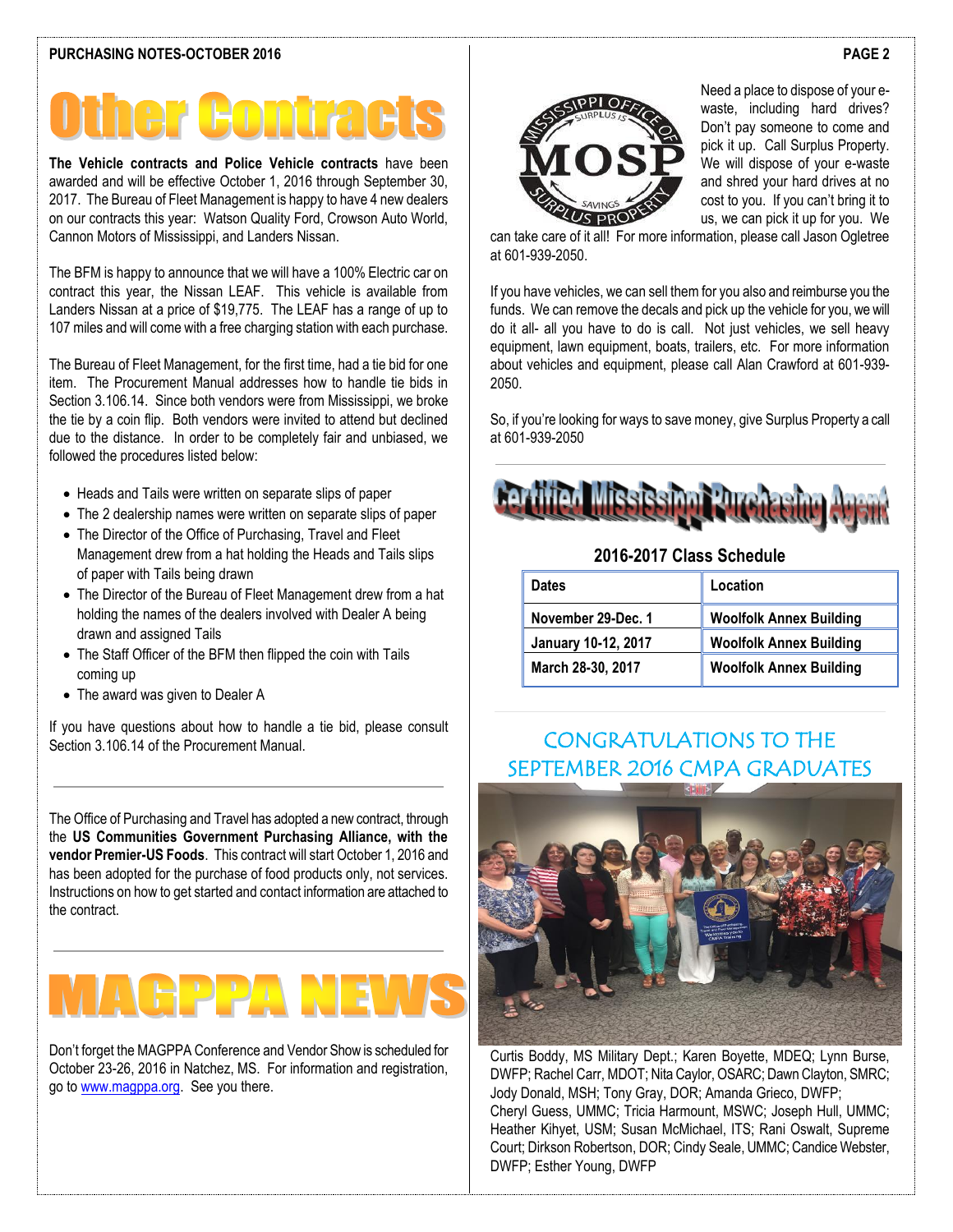# Other Contracts

**The Vehicle contracts and Police Vehicle contracts** have been awarded and will be effective October 1, 2016 through September 30, 2017. The Bureau of Fleet Management is happy to have 4 new dealers on our contracts this year: Watson Quality Ford, Crowson Auto World, Cannon Motors of Mississippi, and Landers Nissan.

The BFM is happy to announce that we will have a 100% Electric car on contract this year, the Nissan LEAF. This vehicle is available from Landers Nissan at a price of $19,775. The LEAF has a range of up to 107 miles and will come with a free charging station with each purchase.

The Bureau of Fleet Management, for the first time, had a tie bid for one item. The Procurement Manual addresses how to handle tie bids in Section 3.106.14. Since both vendors were from Mississippi, we broke the tie by a coin flip. Both vendors were invited to attend but declined due to the distance. In order to be completely fair and unbiased, we followed the procedures listed below:

- Heads and Tails were written on separate slips of paper
- The 2 dealership names were written on separate slips of paper
- The Director of the Office of Purchasing, Travel and Fleet Management drew from a hat holding the Heads and Tails slips of paper with Tails being drawn
- The Director of the Bureau of Fleet Management drew from a hat holding the names of the dealers involved with Dealer A being drawn and assigned Tails
- The Staff Officer of the BFM then flipped the coin with Tails coming up
- The award was given to Dealer A

If you have questions about how to handle a tie bid, please consult Section 3.106.14 of the Procurement Manual.

---

The Office of Purchasing and Travel has adopted a new contract, through the **US Communities Government Purchasing Alliance, with the vendor Premier-US Foods**. This contract will start October 1, 2016 and has been adopted for the purchase of food products only, not services. Instructions on how to get started and contact information are attached to the contract.

---

# MAGPPA NEWS

Don't forget the MAGPPA Conference and Vendor Show is scheduled for October 23-26, 2016 in Natchez, MS. For information and registration, go to www.magppa.org. See you there.

Need a place to dispose of your e-waste, including hard drives? Don't pay someone to come and pick it up. Call Surplus Property. We will dispose of your e-waste and shred your hard drives at no cost to you. If you can't bring it to us, we can pick it up for you. We can take care of it all! For more information, please call Jason Ogletree at 601-939-2050.

If you have vehicles, we can sell them for you also and reimburse you the funds. We can remove the decals and pick up the vehicle for you, we will do it all- all you have to do is call. Not just vehicles, we sell heavy equipment, lawn equipment, boats, trailers, etc. For more information about vehicles and equipment, please call Alan Crawford at 601-939-2050.

So, if you're looking for ways to save money, give Surplus Property a call at 601-939-2050

# Certified Mississippi Purchasing Agent

### 2016-2017 Class Schedule

| Dates | Location |
|---|---|
| November 29-Dec. 1 | Woolfolk Annex Building |
| January 10-12, 2017 | Woolfolk Annex Building |
| March 28-30, 2017 | Woolfolk Annex Building |

## CONGRATULATIONS TO THE SEPTEMBER 2016 CMPA GRADUATES

Curtis Boddy, MS Military Dept.; Karen Boyette, MDEQ; Lynn Burse, DWFP; Rachel Carr, MDOT; Nita Caylor, OSARC; Dawn Clayton, SMRC; Jody Donald, MSH; Tony Gray, DOR; Amanda Grieco, DWFP; Cheryl Guess, UMMC; Tricia Harmount, MSWC; Joseph Hull, UMMC; Heather Kihyet, USM; Susan McMichael, ITS; Rani Oswalt, Supreme Court; Dirkson Robertson, DOR; Cindy Seale, UMMC; Candice Webster, DWFP; Esther Young, DWFP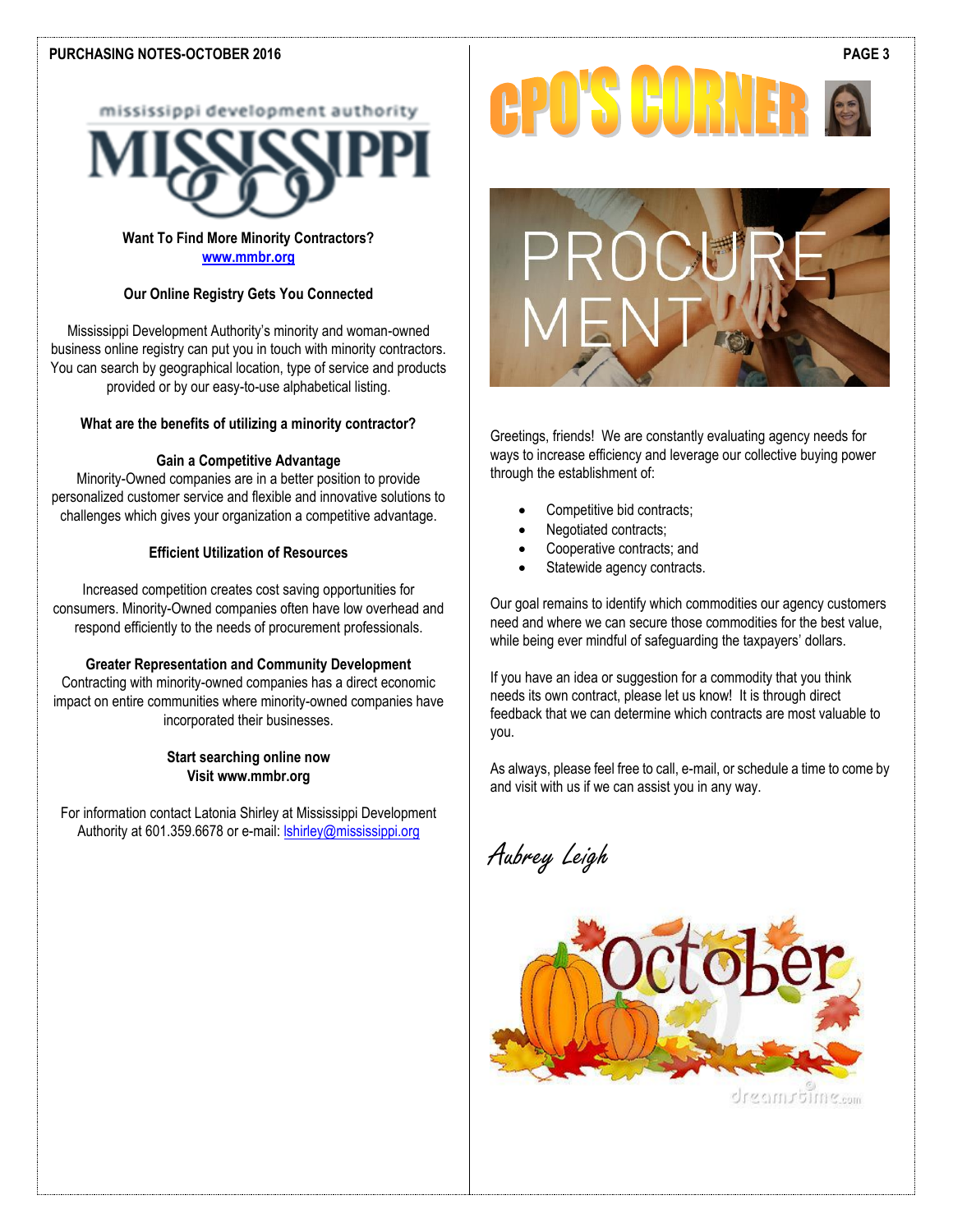mississippi development authority

MISSISSIPPI

**Want To Find More Minority Contractors?**
**www.mmbr.org**

**Our Online Registry Gets You Connected**

Mississippi Development Authority's minority and woman-owned business online registry can put you in touch with minority contractors. You can search by geographical location, type of service and products provided or by our easy-to-use alphabetical listing.

**What are the benefits of utilizing a minority contractor?**

**Gain a Competitive Advantage**

Minority-Owned companies are in a better position to provide personalized customer service and flexible and innovative solutions to challenges which gives your organization a competitive advantage.

**Efficient Utilization of Resources**

Increased competition creates cost saving opportunities for consumers. Minority-Owned companies often have low overhead and respond efficiently to the needs of procurement professionals.

**Greater Representation and Community Development**

Contracting with minority-owned companies has a direct economic impact on entire communities where minority-owned companies have incorporated their businesses.

**Start searching online now**
**Visit www.mmbr.org**

For information contact Latonia Shirley at Mississippi Development Authority at 601.359.6678 or e-mail: lshirley@mississippi.org

# CPO'S CORNER

PROCUREMENT

Greetings, friends! We are constantly evaluating agency needs for ways to increase efficiency and leverage our collective buying power through the establishment of:

- Competitive bid contracts;
- Negotiated contracts;
- Cooperative contracts; and
- Statewide agency contracts.

Our goal remains to identify which commodities our agency customers need and where we can secure those commodities for the best value, while being ever mindful of safeguarding the taxpayers' dollars.

If you have an idea or suggestion for a commodity that you think needs its own contract, please let us know! It is through direct feedback that we can determine which contracts are most valuable to you.

As always, please feel free to call, e-mail, or schedule a time to come by and visit with us if we can assist you in any way.

*Aubrey Leigh*

October